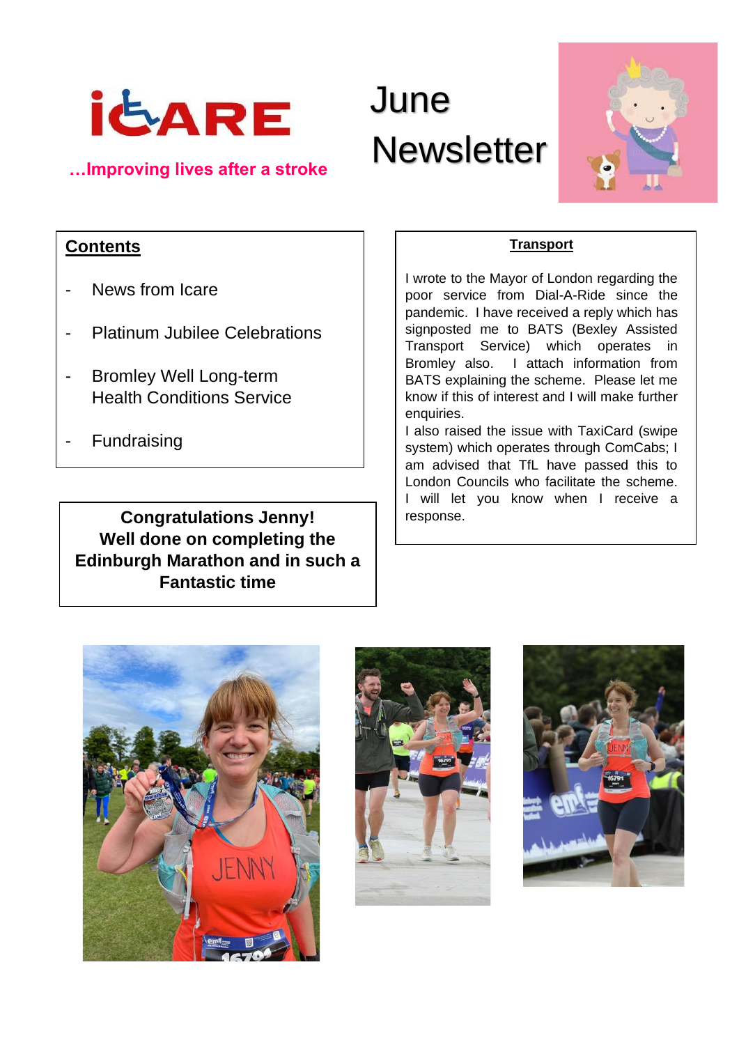# iCARE

**…Improving lives after a stroke**

# June Newsletter

## Contents

- News from Icare
- Platinum Jubilee Celebrations
- Bromley Well Long-term Health Conditions Service
- Fundraising

**Congratulations Jenny!**
**Well done on completing the Edinburgh Marathon and in such a Fantastic time**

## Transport

I wrote to the Mayor of London regarding the poor service from Dial-A-Ride since the pandemic. I have received a reply which has signposted me to BATS (Bexley Assisted Transport Service) which operates in Bromley also. I attach information from BATS explaining the scheme. Please let me know if this of interest and I will make further enquiries.

I also raised the issue with TaxiCard (swipe system) which operates through ComCabs; I am advised that TfL have passed this to London Councils who facilitate the scheme. I will let you know when I receive a response.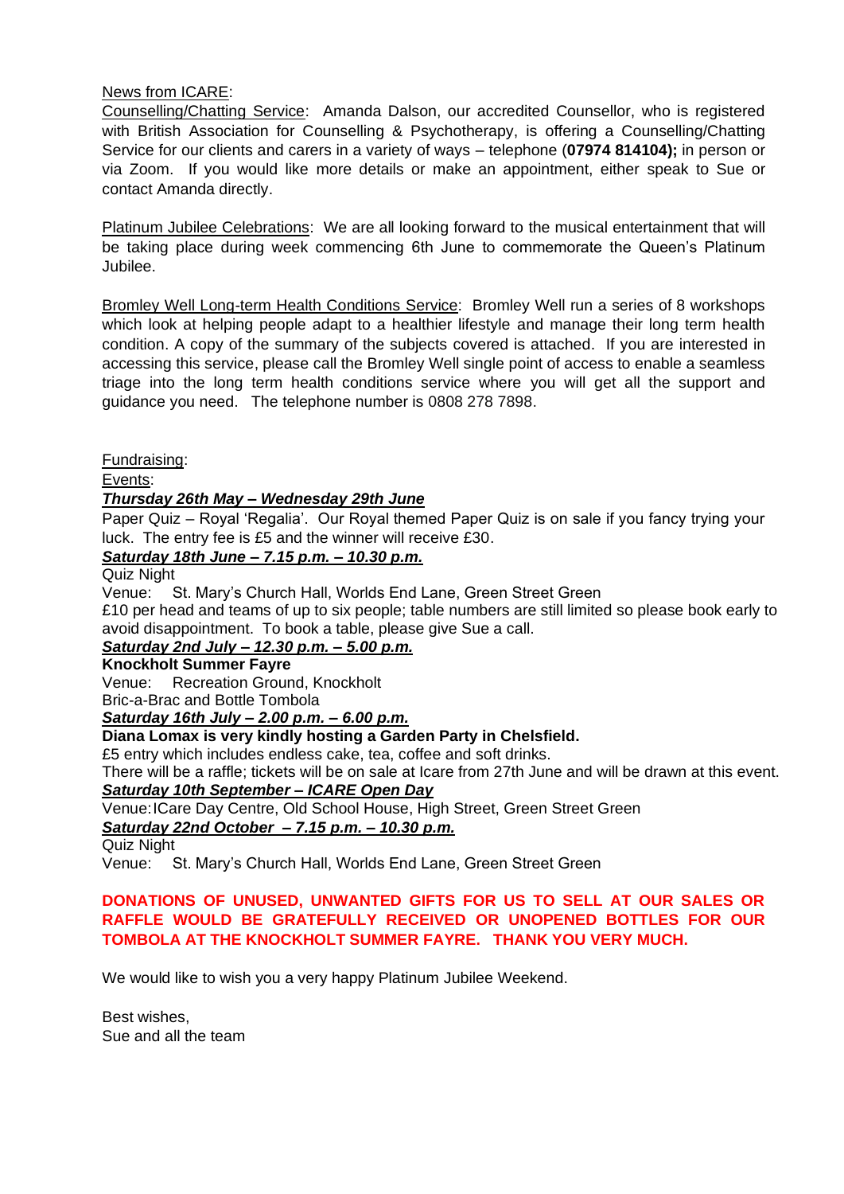News from ICARE:

Counselling/Chatting Service: Amanda Dalson, our accredited Counsellor, who is registered with British Association for Counselling & Psychotherapy, is offering a Counselling/Chatting Service for our clients and carers in a variety of ways – telephone (**07974 814104);** in person or via Zoom. If you would like more details or make an appointment, either speak to Sue or contact Amanda directly.

Platinum Jubilee Celebrations: We are all looking forward to the musical entertainment that will be taking place during week commencing 6th June to commemorate the Queen's Platinum Jubilee.

Bromley Well Long-term Health Conditions Service: Bromley Well run a series of 8 workshops which look at helping people adapt to a healthier lifestyle and manage their long term health condition. A copy of the summary of the subjects covered is attached. If you are interested in accessing this service, please call the Bromley Well single point of access to enable a seamless triage into the long term health conditions service where you will get all the support and guidance you need. The telephone number is 0808 278 7898.

Fundraising:

Events:

***Thursday 26th May – Wednesday 29th June***

Paper Quiz – Royal 'Regalia'. Our Royal themed Paper Quiz is on sale if you fancy trying your luck. The entry fee is £5 and the winner will receive £30.

***Saturday 18th June – 7.15 p.m. – 10.30 p.m.***

Quiz Night

Venue: St. Mary's Church Hall, Worlds End Lane, Green Street Green

£10 per head and teams of up to six people; table numbers are still limited so please book early to avoid disappointment. To book a table, please give Sue a call.

***Saturday 2nd July – 12.30 p.m. – 5.00 p.m.***

**Knockholt Summer Fayre**

Venue: Recreation Ground, Knockholt

Bric-a-Brac and Bottle Tombola

***Saturday 16th July – 2.00 p.m. – 6.00 p.m.***

**Diana Lomax is very kindly hosting a Garden Party in Chelsfield.**

£5 entry which includes endless cake, tea, coffee and soft drinks.

There will be a raffle; tickets will be on sale at Icare from 27th June and will be drawn at this event.

***Saturday 10th September – ICARE Open Day***

Venue: ICare Day Centre, Old School House, High Street, Green Street Green

***Saturday 22nd October – 7.15 p.m. – 10.30 p.m.***

Quiz Night

Venue: St. Mary's Church Hall, Worlds End Lane, Green Street Green

**DONATIONS OF UNUSED, UNWANTED GIFTS FOR US TO SELL AT OUR SALES OR RAFFLE WOULD BE GRATEFULLY RECEIVED OR UNOPENED BOTTLES FOR OUR TOMBOLA AT THE KNOCKHOLT SUMMER FAYRE. THANK YOU VERY MUCH.**

We would like to wish you a very happy Platinum Jubilee Weekend.

Best wishes,
Sue and all the team